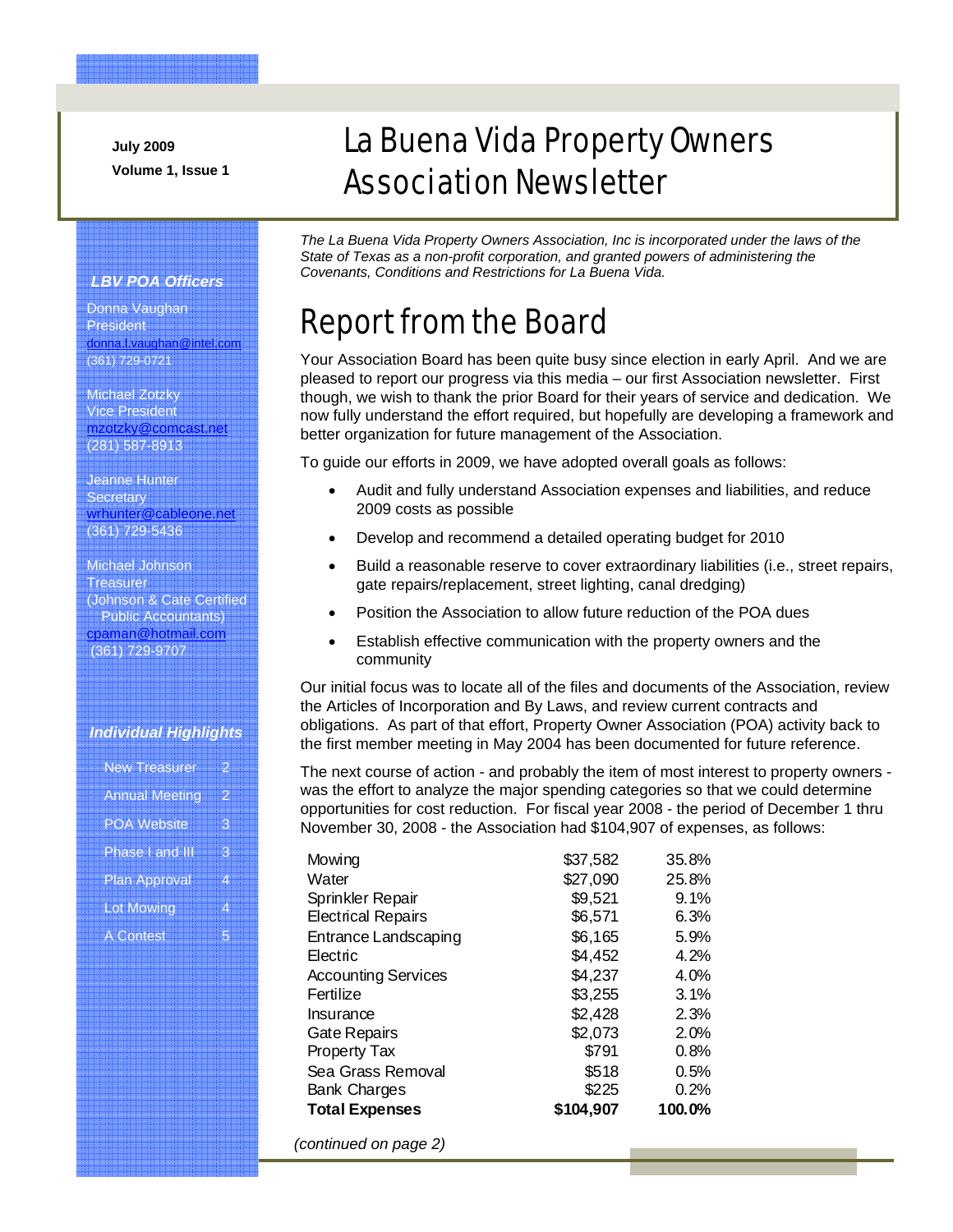July 2009

Volume 1, Issue 1

# La Buena Vida Property Owners Association Newsletter

*The La Buena Vida Property Owners Association, Inc is incorporated under the laws of the State of Texas as a non-profit corporation, and granted powers of administering the Covenants, Conditions and Restrictions for La Buena Vida.*

***LBV POA Officers***

Donna Vaughan
President
donna.l.vaughan@intel.com
(361) 729-0721

Michael Zotzky
Vice President
mzotzky@comcast.net
(281) 587-8913

Jeanne Hunter
Secretary
wrhunter@cableone.net
(361) 729-5436

Michael Johnson
Treasurer
(Johnson & Cate Certified Public Accountants)
cpaman@hotmail.com
(361) 729-9707

***Individual Highlights***

| | |
|---|---|
| New Treasurer | 2 |
| Annual Meeting | 2 |
| POA Website | 3 |
| Phase I and III | 3 |
| Plan Approval | 4 |
| Lot Mowing | 4 |
| A Contest | 5 |

## Report from the Board

Your Association Board has been quite busy since election in early April. And we are pleased to report our progress via this media – our first Association newsletter. First though, we wish to thank the prior Board for their years of service and dedication. We now fully understand the effort required, but hopefully are developing a framework and better organization for future management of the Association.

To guide our efforts in 2009, we have adopted overall goals as follows:

- Audit and fully understand Association expenses and liabilities, and reduce 2009 costs as possible
- Develop and recommend a detailed operating budget for 2010
- Build a reasonable reserve to cover extraordinary liabilities (i.e., street repairs, gate repairs/replacement, street lighting, canal dredging)
- Position the Association to allow future reduction of the POA dues
- Establish effective communication with the property owners and the community

Our initial focus was to locate all of the files and documents of the Association, review the Articles of Incorporation and By Laws, and review current contracts and obligations. As part of that effort, Property Owner Association (POA) activity back to the first member meeting in May 2004 has been documented for future reference.

The next course of action - and probably the item of most interest to property owners - was the effort to analyze the major spending categories so that we could determine opportunities for cost reduction. For fiscal year 2008 - the period of December 1 thru November 30, 2008 - the Association had $104,907 of expenses, as follows:

| | | |
|---|---:|---:|
| Mowing | $37,582 | 35.8% |
| Water | $27,090 | 25.8% |
| Sprinkler Repair | $9,521 | 9.1% |
| Electrical Repairs | $6,571 | 6.3% |
| Entrance Landscaping | $6,165 | 5.9% |
| Electric | $4,452 | 4.2% |
| Accounting Services | $4,237 | 4.0% |
| Fertilize | $3,255 | 3.1% |
| Insurance | $2,428 | 2.3% |
| Gate Repairs | $2,073 | 2.0% |
| Property Tax | $791 | 0.8% |
| Sea Grass Removal | $518 | 0.5% |
| Bank Charges | $225 | 0.2% |
| **Total Expenses** | **$104,907** | **100.0%** |

*(continued on page 2)*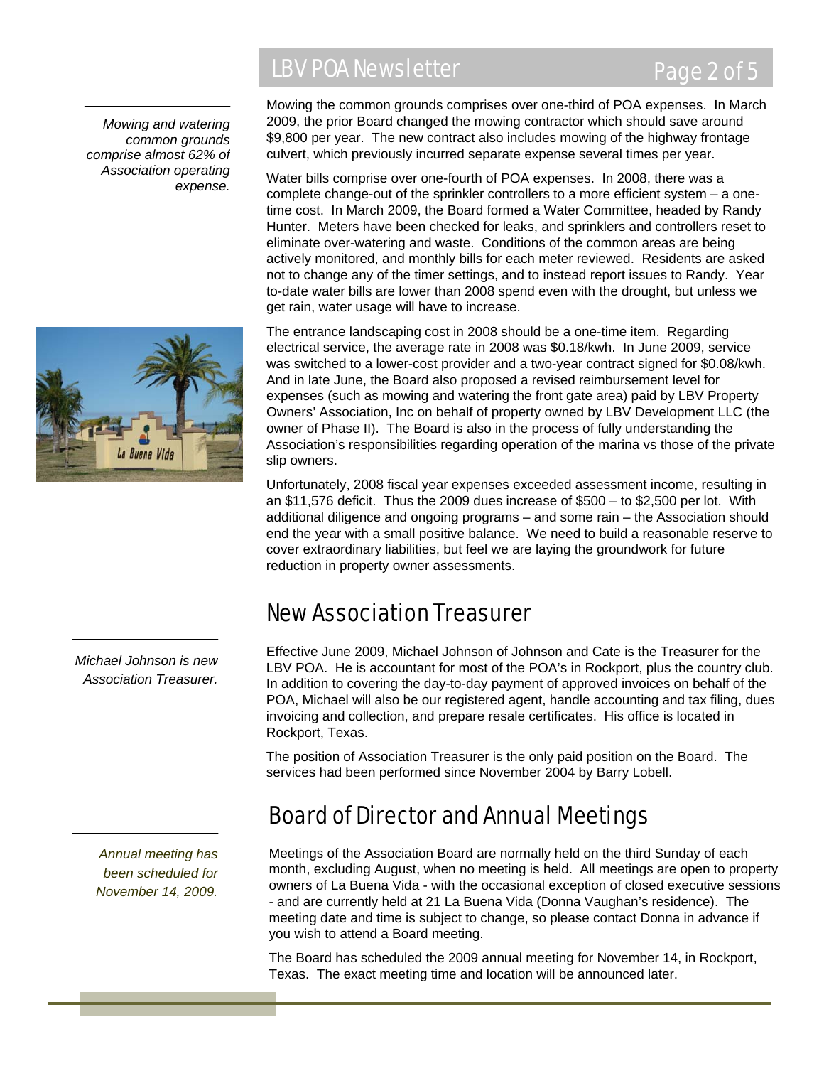*Mowing and watering common grounds comprise almost 62% of Association operating expense.*

Mowing the common grounds comprises over one-third of POA expenses. In March 2009, the prior Board changed the mowing contractor which should save around $9,800 per year. The new contract also includes mowing of the highway frontage culvert, which previously incurred separate expense several times per year.

Water bills comprise over one-fourth of POA expenses. In 2008, there was a complete change-out of the sprinkler controllers to a more efficient system – a one-time cost. In March 2009, the Board formed a Water Committee, headed by Randy Hunter. Meters have been checked for leaks, and sprinklers and controllers reset to eliminate over-watering and waste. Conditions of the common areas are being actively monitored, and monthly bills for each meter reviewed. Residents are asked not to change any of the timer settings, and to instead report issues to Randy. Year to-date water bills are lower than 2008 spend even with the drought, but unless we get rain, water usage will have to increase.

The entrance landscaping cost in 2008 should be a one-time item. Regarding electrical service, the average rate in 2008 was $0.18/kwh. In June 2009, service was switched to a lower-cost provider and a two-year contract signed for $0.08/kwh. And in late June, the Board also proposed a revised reimbursement level for expenses (such as mowing and watering the front gate area) paid by LBV Property Owners' Association, Inc on behalf of property owned by LBV Development LLC (the owner of Phase II). The Board is also in the process of fully understanding the Association's responsibilities regarding operation of the marina vs those of the private slip owners.

Unfortunately, 2008 fiscal year expenses exceeded assessment income, resulting in an $11,576 deficit. Thus the 2009 dues increase of $500 – to $2,500 per lot. With additional diligence and ongoing programs – and some rain – the Association should end the year with a small positive balance. We need to build a reasonable reserve to cover extraordinary liabilities, but feel we are laying the groundwork for future reduction in property owner assessments.

## New Association Treasurer

*Michael Johnson is new Association Treasurer.*

Effective June 2009, Michael Johnson of Johnson and Cate is the Treasurer for the LBV POA. He is accountant for most of the POA's in Rockport, plus the country club. In addition to covering the day-to-day payment of approved invoices on behalf of the POA, Michael will also be our registered agent, handle accounting and tax filing, dues invoicing and collection, and prepare resale certificates. His office is located in Rockport, Texas.

The position of Association Treasurer is the only paid position on the Board. The services had been performed since November 2004 by Barry Lobell.

## Board of Director and Annual Meetings

*Annual meeting has been scheduled for November 14, 2009.*

Meetings of the Association Board are normally held on the third Sunday of each month, excluding August, when no meeting is held. All meetings are open to property owners of La Buena Vida - with the occasional exception of closed executive sessions - and are currently held at 21 La Buena Vida (Donna Vaughan's residence). The meeting date and time is subject to change, so please contact Donna in advance if you wish to attend a Board meeting.

The Board has scheduled the 2009 annual meeting for November 14, in Rockport, Texas. The exact meeting time and location will be announced later.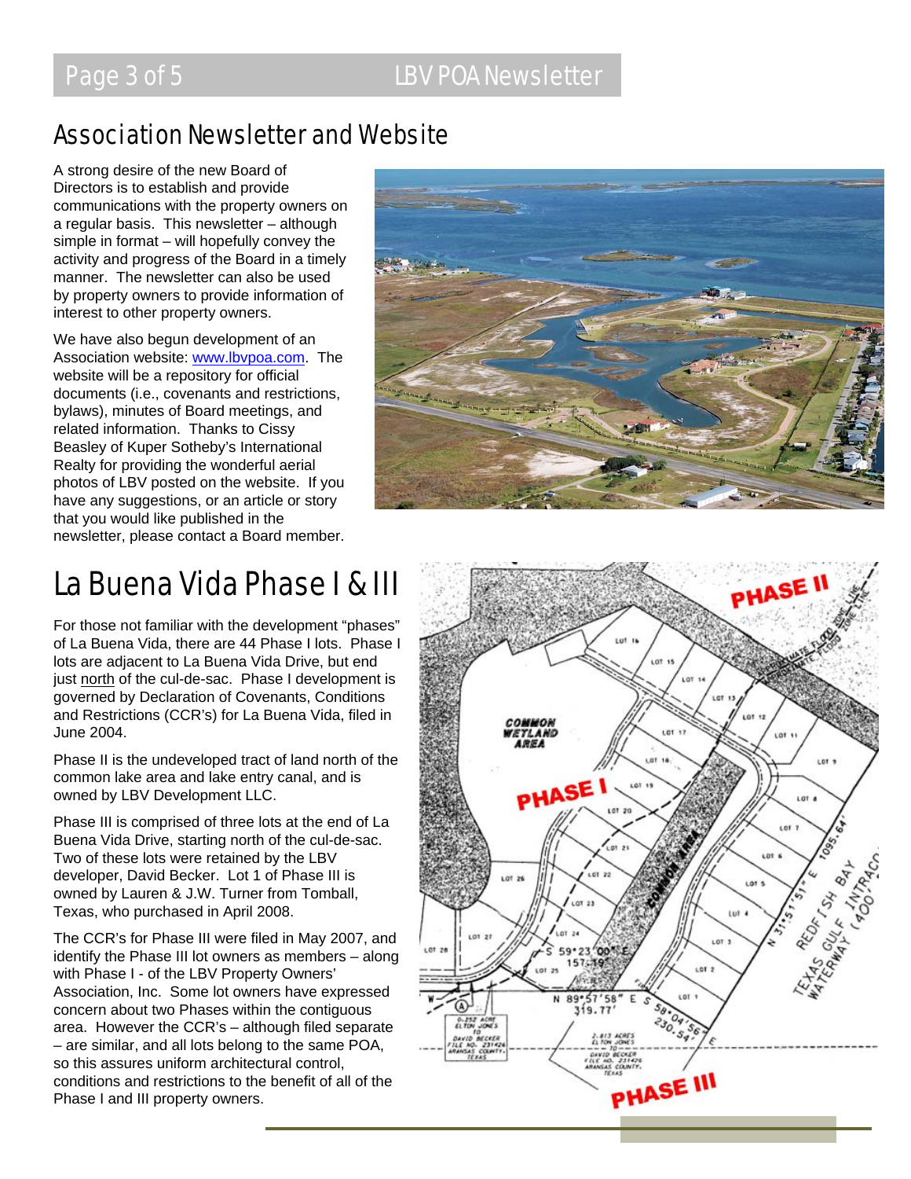## Association Newsletter and Website

A strong desire of the new Board of Directors is to establish and provide communications with the property owners on a regular basis. This newsletter – although simple in format – will hopefully convey the activity and progress of the Board in a timely manner. The newsletter can also be used by property owners to provide information of interest to other property owners.

We have also begun development of an Association website: [www.lbvpoa.com](http://www.lbvpoa.com). The website will be a repository for official documents (i.e., covenants and restrictions, bylaws), minutes of Board meetings, and related information. Thanks to Cissy Beasley of Kuper Sotheby's International Realty for providing the wonderful aerial photos of LBV posted on the website. If you have any suggestions, or an article or story that you would like published in the newsletter, please contact a Board member.

# La Buena Vida Phase I & III

For those not familiar with the development "phases" of La Buena Vida, there are 44 Phase I lots. Phase I lots are adjacent to La Buena Vida Drive, but end just north of the cul-de-sac. Phase I development is governed by Declaration of Covenants, Conditions and Restrictions (CCR's) for La Buena Vida, filed in June 2004.

Phase II is the undeveloped tract of land north of the common lake area and lake entry canal, and is owned by LBV Development LLC.

Phase III is comprised of three lots at the end of La Buena Vida Drive, starting north of the cul-de-sac. Two of these lots were retained by the LBV developer, David Becker. Lot 1 of Phase III is owned by Lauren & J.W. Turner from Tomball, Texas, who purchased in April 2008.

The CCR's for Phase III were filed in May 2007, and identify the Phase III lot owners as members – along with Phase I - of the LBV Property Owners' Association, Inc. Some lot owners have expressed concern about two Phases within the contiguous area. However the CCR's – although filed separate – are similar, and all lots belong to the same POA, so this assures uniform architectural control, conditions and restrictions to the benefit of all of the Phase I and III property owners.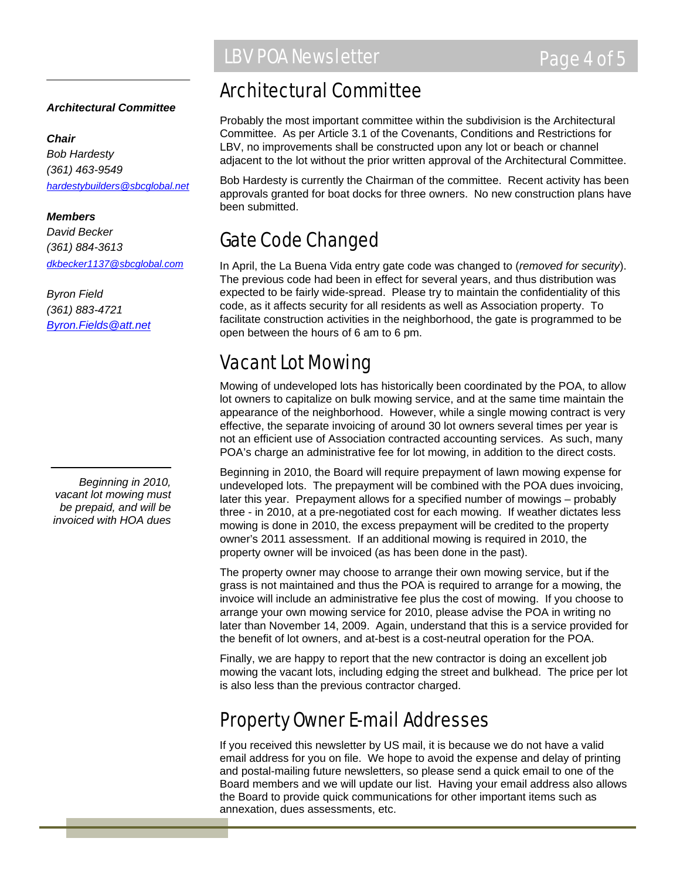## Architectual Committee

Probably the most important committee within the subdivision is the Architectural Committee. As per Article 3.1 of the Covenants, Conditions and Restrictions for LBV, no improvements shall be constructed upon any lot or beach or channel adjacent to the lot without the prior written approval of the Architectural Committee.

Bob Hardesty is currently the Chairman of the committee. Recent activity has been approvals granted for boat docks for three owners. No new construction plans have been submitted.

## Gate Code Changed

In April, the La Buena Vida entry gate code was changed to (*removed for security*). The previous code had been in effect for several years, and thus distribution was expected to be fairly wide-spread. Please try to maintain the confidentiality of this code, as it affects security for all residents as well as Association property. To facilitate construction activities in the neighborhood, the gate is programmed to be open between the hours of 6 am to 6 pm.

## Vacant Lot Mowing

Mowing of undeveloped lots has historically been coordinated by the POA, to allow lot owners to capitalize on bulk mowing service, and at the same time maintain the appearance of the neighborhood. However, while a single mowing contract is very effective, the separate invoicing of around 30 lot owners several times per year is not an efficient use of Association contracted accounting services. As such, many POA's charge an administrative fee for lot mowing, in addition to the direct costs.

Beginning in 2010, the Board will require prepayment of lawn mowing expense for undeveloped lots. The prepayment will be combined with the POA dues invoicing, later this year. Prepayment allows for a specified number of mowings – probably three - in 2010, at a pre-negotiated cost for each mowing. If weather dictates less mowing is done in 2010, the excess prepayment will be credited to the property owner's 2011 assessment. If an additional mowing is required in 2010, the property owner will be invoiced (as has been done in the past).

The property owner may choose to arrange their own mowing service, but if the grass is not maintained and thus the POA is required to arrange for a mowing, the invoice will include an administrative fee plus the cost of mowing. If you choose to arrange your own mowing service for 2010, please advise the POA in writing no later than November 14, 2009. Again, understand that this is a service provided for the benefit of lot owners, and at-best is a cost-neutral operation for the POA.

Finally, we are happy to report that the new contractor is doing an excellent job mowing the vacant lots, including edging the street and bulkhead. The price per lot is also less than the previous contractor charged.

## Property Owner E-mail Addresses

If you received this newsletter by US mail, it is because we do not have a valid email address for you on file. We hope to avoid the expense and delay of printing and postal-mailing future newsletters, so please send a quick email to one of the Board members and we will update our list. Having your email address also allows the Board to provide quick communications for other important items such as annexation, dues assessments, etc.

---

***Architectural Committee***

***Chair***
*Bob Hardesty*
*(361) 463-9549*
*hardestybuilders@sbcglobal.net*

***Members***
*David Becker*
*(361) 884-3613*
*dkbecker1137@sbcglobal.com*

*Byron Field*
*(361) 883-4721*
*Byron.Fields@att.net*

*Beginning in 2010, vacant lot mowing must be prepaid, and will be invoiced with HOA dues*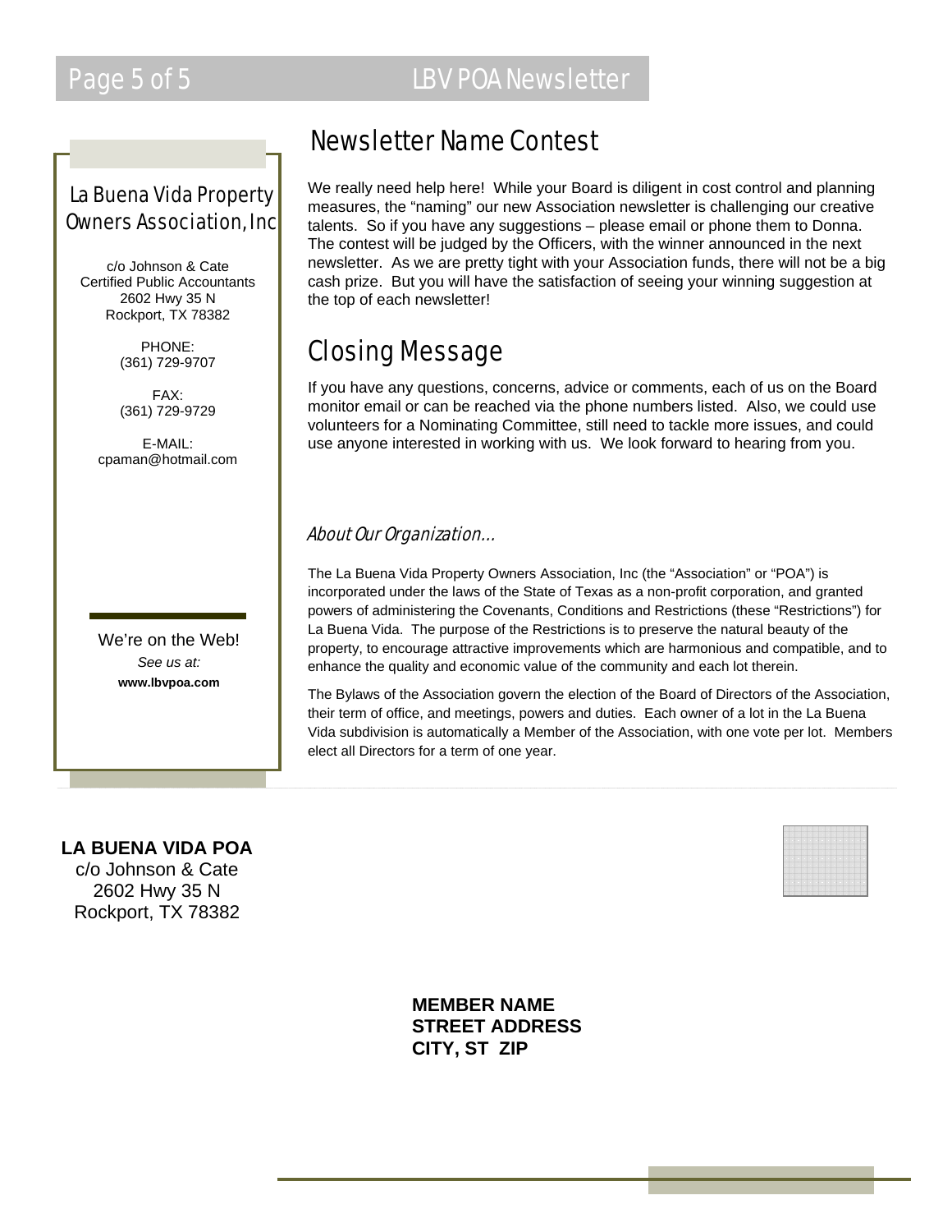## La Buena Vida Property Owners Association, Inc

c/o Johnson & Cate
Certified Public Accountants
2602 Hwy 35 N
Rockport, TX 78382

PHONE:
(361) 729-9707

FAX:
(361) 729-9729

E-MAIL:
cpaman@hotmail.com

We're on the Web!
*See us at:*
**www.lbvpoa.com**

# Newsletter Name Contest

We really need help here! While your Board is diligent in cost control and planning measures, the "naming" our new Association newsletter is challenging our creative talents. So if you have any suggestions – please email or phone them to Donna. The contest will be judged by the Officers, with the winner announced in the next newsletter. As we are pretty tight with your Association funds, there will not be a big cash prize. But you will have the satisfaction of seeing your winning suggestion at the top of each newsletter!

# Closing Message

If you have any questions, concerns, advice or comments, each of us on the Board monitor email or can be reached via the phone numbers listed. Also, we could use volunteers for a Nominating Committee, still need to tackle more issues, and could use anyone interested in working with us. We look forward to hearing from you.

### *About Our Organization...*

The La Buena Vida Property Owners Association, Inc (the "Association" or "POA") is incorporated under the laws of the State of Texas as a non-profit corporation, and granted powers of administering the Covenants, Conditions and Restrictions (these "Restrictions") for La Buena Vida. The purpose of the Restrictions is to preserve the natural beauty of the property, to encourage attractive improvements which are harmonious and compatible, and to enhance the quality and economic value of the community and each lot therein.

The Bylaws of the Association govern the election of the Board of Directors of the Association, their term of office, and meetings, powers and duties. Each owner of a lot in the La Buena Vida subdivision is automatically a Member of the Association, with one vote per lot. Members elect all Directors for a term of one year.

**LA BUENA VIDA POA**
c/o Johnson & Cate
2602 Hwy 35 N
Rockport, TX 78382

**MEMBER NAME**
**STREET ADDRESS**
**CITY, ST ZIP**